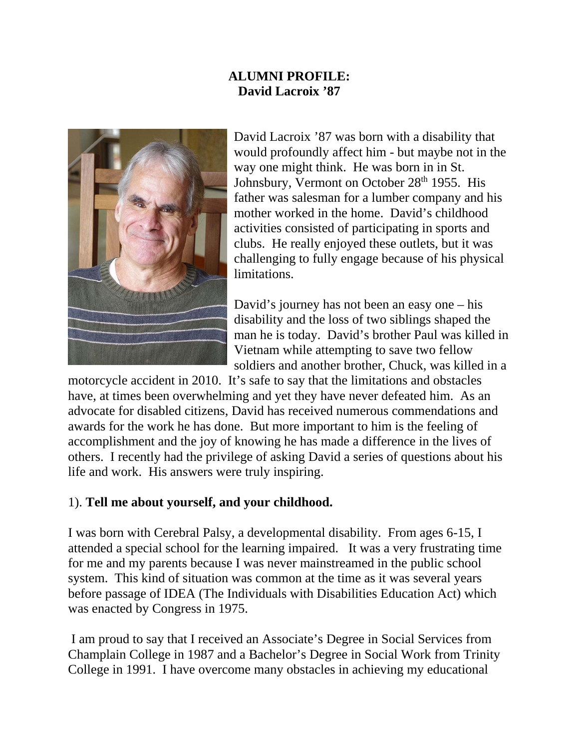**ALUMNI PROFILE:**
**David Lacroix '87**

David Lacroix '87 was born with a disability that would profoundly affect him - but maybe not in the way one might think. He was born in in St. Johnsbury, Vermont on October 28th 1955. His father was salesman for a lumber company and his mother worked in the home. David's childhood activities consisted of participating in sports and clubs. He really enjoyed these outlets, but it was challenging to fully engage because of his physical limitations.

David's journey has not been an easy one – his disability and the loss of two siblings shaped the man he is today. David's brother Paul was killed in Vietnam while attempting to save two fellow soldiers and another brother, Chuck, was killed in a motorcycle accident in 2010. It's safe to say that the limitations and obstacles have, at times been overwhelming and yet they have never defeated him. As an advocate for disabled citizens, David has received numerous commendations and awards for the work he has done. But more important to him is the feeling of accomplishment and the joy of knowing he has made a difference in the lives of others. I recently had the privilege of asking David a series of questions about his life and work. His answers were truly inspiring.

1). **Tell me about yourself, and your childhood.**

I was born with Cerebral Palsy, a developmental disability. From ages 6-15, I attended a special school for the learning impaired. It was a very frustrating time for me and my parents because I was never mainstreamed in the public school system. This kind of situation was common at the time as it was several years before passage of IDEA (The Individuals with Disabilities Education Act) which was enacted by Congress in 1975.

I am proud to say that I received an Associate's Degree in Social Services from Champlain College in 1987 and a Bachelor's Degree in Social Work from Trinity College in 1991. I have overcome many obstacles in achieving my educational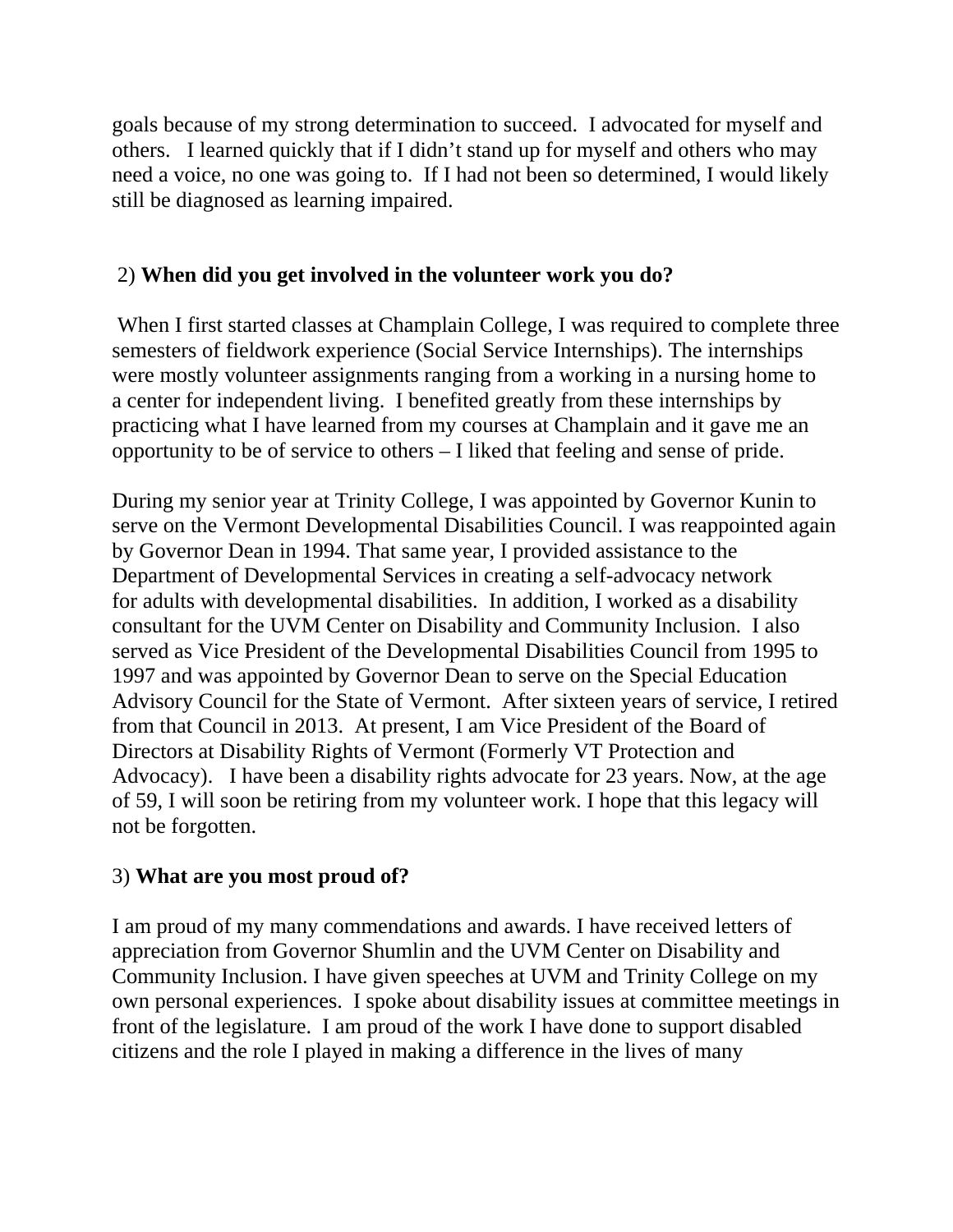goals because of my strong determination to succeed. I advocated for myself and others. I learned quickly that if I didn't stand up for myself and others who may need a voice, no one was going to. If I had not been so determined, I would likely still be diagnosed as learning impaired.

2) **When did you get involved in the volunteer work you do?**

When I first started classes at Champlain College, I was required to complete three semesters of fieldwork experience (Social Service Internships). The internships were mostly volunteer assignments ranging from a working in a nursing home to a center for independent living. I benefited greatly from these internships by practicing what I have learned from my courses at Champlain and it gave me an opportunity to be of service to others – I liked that feeling and sense of pride.

During my senior year at Trinity College, I was appointed by Governor Kunin to serve on the Vermont Developmental Disabilities Council. I was reappointed again by Governor Dean in 1994. That same year, I provided assistance to the Department of Developmental Services in creating a self-advocacy network for adults with developmental disabilities. In addition, I worked as a disability consultant for the UVM Center on Disability and Community Inclusion. I also served as Vice President of the Developmental Disabilities Council from 1995 to 1997 and was appointed by Governor Dean to serve on the Special Education Advisory Council for the State of Vermont. After sixteen years of service, I retired from that Council in 2013. At present, I am Vice President of the Board of Directors at Disability Rights of Vermont (Formerly VT Protection and Advocacy). I have been a disability rights advocate for 23 years. Now, at the age of 59, I will soon be retiring from my volunteer work. I hope that this legacy will not be forgotten.

3) **What are you most proud of?**

I am proud of my many commendations and awards. I have received letters of appreciation from Governor Shumlin and the UVM Center on Disability and Community Inclusion. I have given speeches at UVM and Trinity College on my own personal experiences. I spoke about disability issues at committee meetings in front of the legislature. I am proud of the work I have done to support disabled citizens and the role I played in making a difference in the lives of many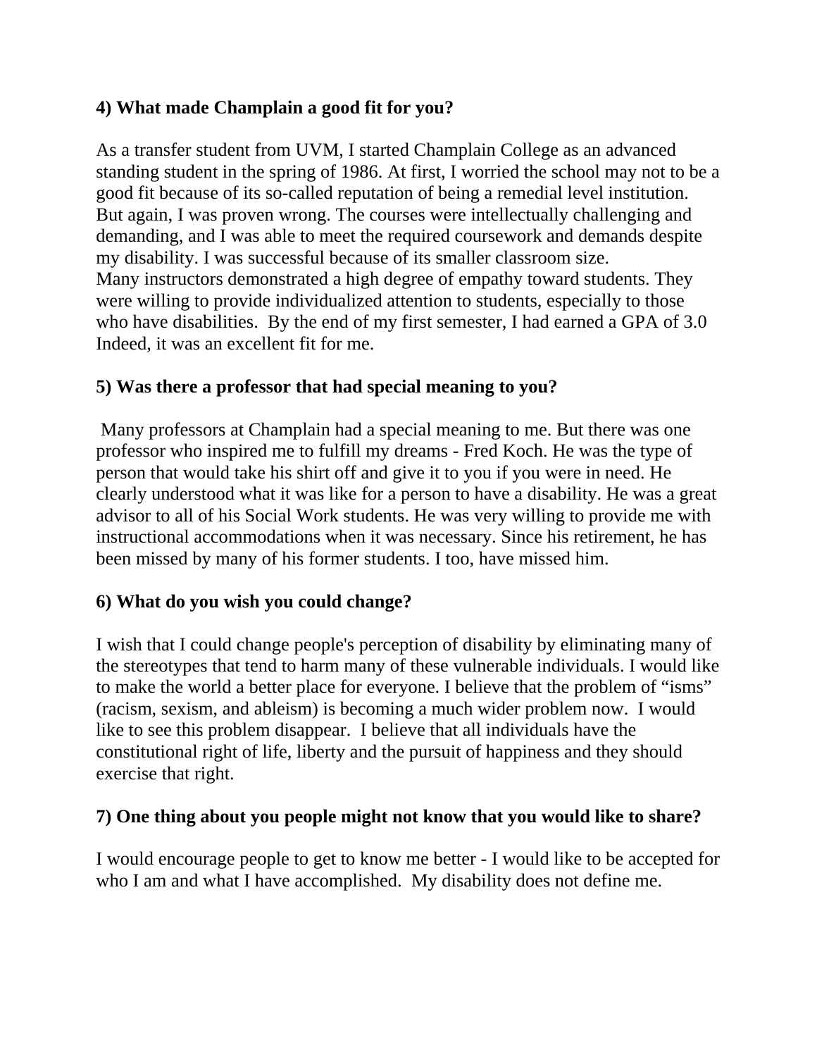**4) What made Champlain a good fit for you?**

As a transfer student from UVM, I started Champlain College as an advanced standing student in the spring of 1986. At first, I worried the school may not to be a good fit because of its so-called reputation of being a remedial level institution. But again, I was proven wrong. The courses were intellectually challenging and demanding, and I was able to meet the required coursework and demands despite my disability. I was successful because of its smaller classroom size. Many instructors demonstrated a high degree of empathy toward students. They were willing to provide individualized attention to students, especially to those who have disabilities. By the end of my first semester, I had earned a GPA of 3.0 Indeed, it was an excellent fit for me.

**5) Was there a professor that had special meaning to you?**

Many professors at Champlain had a special meaning to me. But there was one professor who inspired me to fulfill my dreams - Fred Koch. He was the type of person that would take his shirt off and give it to you if you were in need. He clearly understood what it was like for a person to have a disability. He was a great advisor to all of his Social Work students. He was very willing to provide me with instructional accommodations when it was necessary. Since his retirement, he has been missed by many of his former students. I too, have missed him.

**6) What do you wish you could change?**

I wish that I could change people's perception of disability by eliminating many of the stereotypes that tend to harm many of these vulnerable individuals. I would like to make the world a better place for everyone. I believe that the problem of "isms" (racism, sexism, and ableism) is becoming a much wider problem now. I would like to see this problem disappear. I believe that all individuals have the constitutional right of life, liberty and the pursuit of happiness and they should exercise that right.

**7) One thing about you people might not know that you would like to share?**

I would encourage people to get to know me better - I would like to be accepted for who I am and what I have accomplished. My disability does not define me.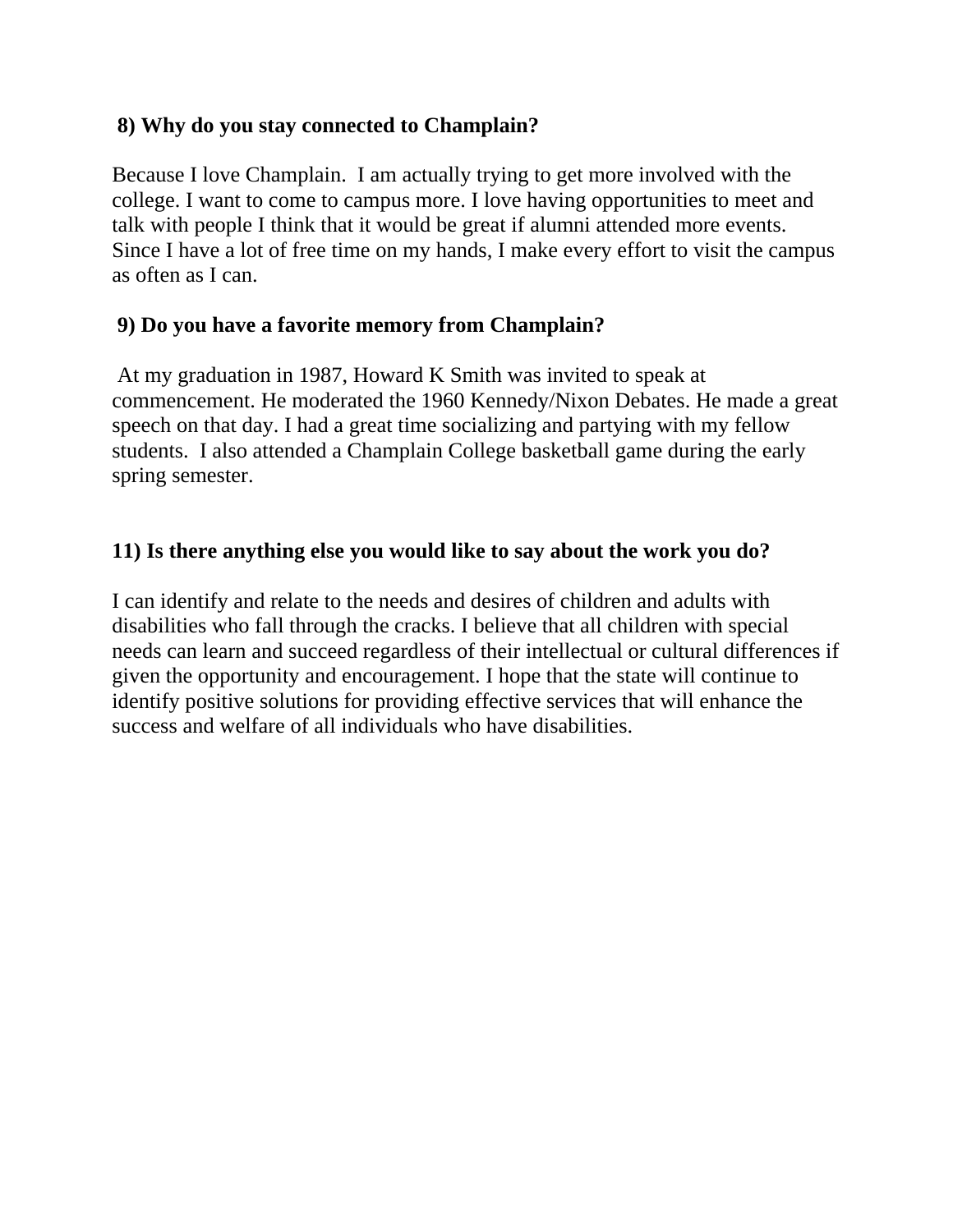**8) Why do you stay connected to Champlain?**

Because I love Champlain. I am actually trying to get more involved with the college. I want to come to campus more. I love having opportunities to meet and talk with people I think that it would be great if alumni attended more events. Since I have a lot of free time on my hands, I make every effort to visit the campus as often as I can.

**9) Do you have a favorite memory from Champlain?**

At my graduation in 1987, Howard K Smith was invited to speak at commencement. He moderated the 1960 Kennedy/Nixon Debates. He made a great speech on that day. I had a great time socializing and partying with my fellow students. I also attended a Champlain College basketball game during the early spring semester.

**11) Is there anything else you would like to say about the work you do?**

I can identify and relate to the needs and desires of children and adults with disabilities who fall through the cracks. I believe that all children with special needs can learn and succeed regardless of their intellectual or cultural differences if given the opportunity and encouragement. I hope that the state will continue to identify positive solutions for providing effective services that will enhance the success and welfare of all individuals who have disabilities.